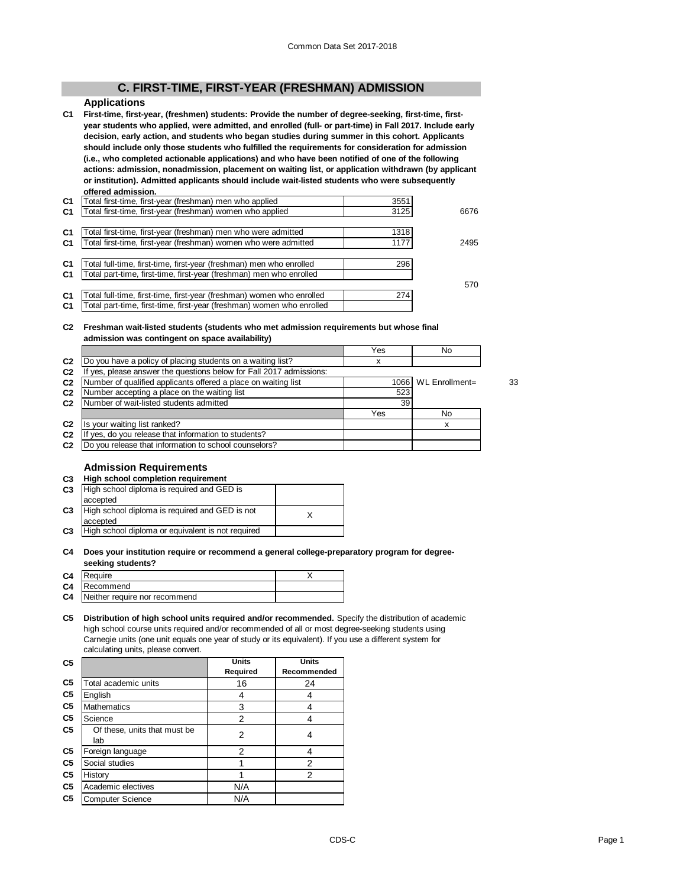## C. FIRST-TIME, FIRST-YEAR (FRESHMAN) ADMISSION

### Applications

**C1 First-time, first-year, (freshmen) students: Provide the number of degree-seeking, first-time, first-year students who applied, were admitted, and enrolled (full- or part-time) in Fall 2017. Include early decision, early action, and students who began studies during summer in this cohort. Applicants should include only those students who fulfilled the requirements for consideration for admission (i.e., who completed actionable applications) and who have been notified of one of the following actions: admission, nonadmission, placement on waiting list, or application withdrawn (by applicant or institution). Admitted applicants should include wait-listed students who were subsequently offered admission.**

| | | | |
|---|---|---|---|
| C1 | Total first-time, first-year (freshman) men who applied | 3551 | |
| C1 | Total first-time, first-year (freshman) women who applied | 3125 | 6676 |
| C1 | Total first-time, first-year (freshman) men who were admitted | 1318 | |
| C1 | Total first-time, first-year (freshman) women who were admitted | 1177 | 2495 |
| C1 | Total full-time, first-time, first-year (freshman) men who enrolled | 296 | |
| C1 | Total part-time, first-time, first-year (freshman) men who enrolled | | |
| | | | 570 |
| C1 | Total full-time, first-time, first-year (freshman) women who enrolled | 274 | |
| C1 | Total part-time, first-time, first-year (freshman) women who enrolled | | |

**C2 Freshman wait-listed students (students who met admission requirements but whose final admission was contingent on space availability)**

| | | Yes | No | |
|---|---|---|---|---|
| C2 | Do you have a policy of placing students on a waiting list? | x | | |
| C2 | If yes, please answer the questions below for Fall 2017 admissions: | | | |
| C2 | Number of qualified applicants offered a place on waiting list | 1066 | WL Enrollment= | 33 |
| C2 | Number accepting a place on the waiting list | 523 | | |
| C2 | Number of wait-listed students admitted | 39 | | |
| | | Yes | No | |
| C2 | Is your waiting list ranked? | | x | |
| C2 | If yes, do you release that information to students? | | | |
| C2 | Do you release that information to school counselors? | | | |

### Admission Requirements

**C3 High school completion requirement**

| | | |
|---|---|---|
| C3 | High school diploma is required and GED is accepted | |
| C3 | High school diploma is required and GED is not accepted | X |
| C3 | High school diploma or equivalent is not required | |

**C4 Does your institution require or recommend a general college-preparatory program for degree-seeking students?**

| | | |
|---|---|---|
| C4 | Require | X |
| C4 | Recommend | |
| C4 | Neither require nor recommend | |

**C5 Distribution of high school units required and/or recommended.** Specify the distribution of academic high school course units required and/or recommended of all or most degree-seeking students using Carnegie units (one unit equals one year of study or its equivalent). If you use a different system for calculating units, please convert.

| C5 | | Units Required | Units Recommended |
|---|---|---|---|
| C5 | Total academic units | 16 | 24 |
| C5 | English | 4 | 4 |
| C5 | Mathematics | 3 | 4 |
| C5 | Science | 2 | 4 |
| C5 | Of these, units that must be lab | 2 | 4 |
| C5 | Foreign language | 2 | 4 |
| C5 | Social studies | 1 | 2 |
| C5 | History | 1 | 2 |
| C5 | Academic electives | N/A | |
| C5 | Computer Science | N/A | |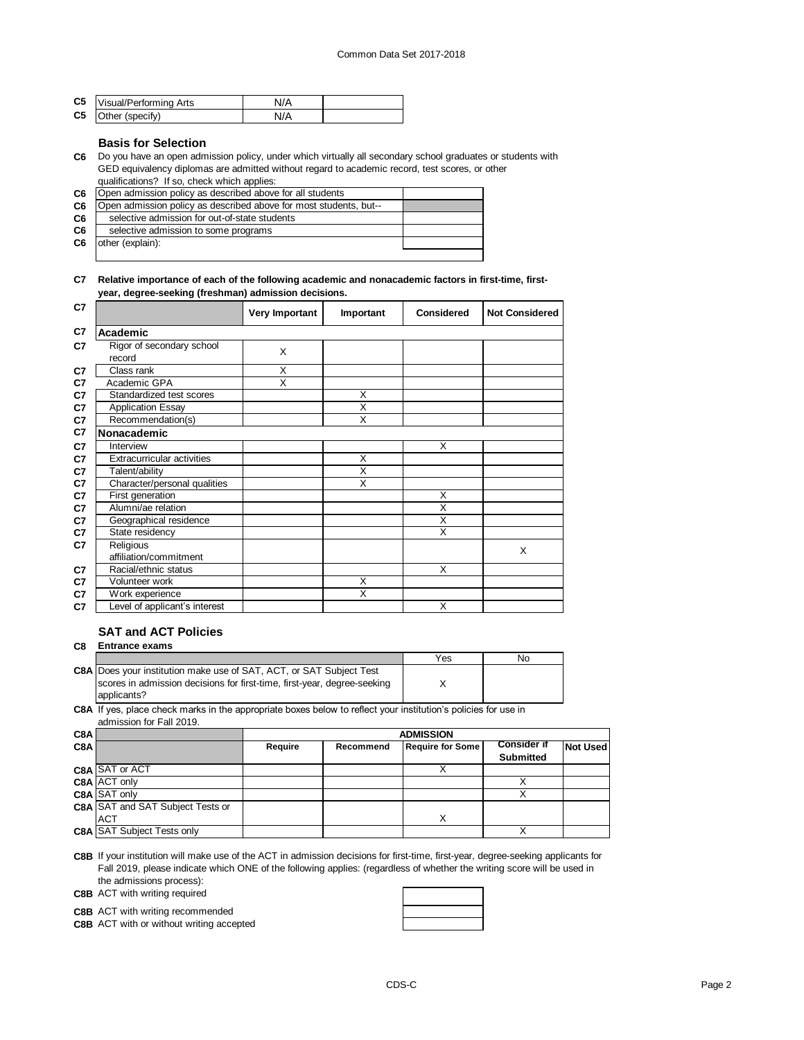| | | | |
|---|---|---|---|
| C5 | Visual/Performing Arts | N/A | |
| C5 | Other (specify) | N/A | |

### Basis for Selection

**C6** Do you have an open admission policy, under which virtually all secondary school graduates or students with GED equivalency diplomas are admitted without regard to academic record, test scores, or other qualifications? If so, check which applies:

| | | |
|---|---|---|
| C6 | Open admission policy as described above for all students | |
| C6 | Open admission policy as described above for most students, but-- | |
| C6 | selective admission for out-of-state students | |
| C6 | selective admission to some programs | |
| C6 | other (explain): | |

**C7 Relative importance of each of the following academic and nonacademic factors in first-time, first-year, degree-seeking (freshman) admission decisions.**

| C7 | | Very Important | Important | Considered | Not Considered |
|---|---|---|---|---|---|
| C7 | **Academic** | | | | |
| C7 | Rigor of secondary school record | X | | | |
| C7 | Class rank | X | | | |
| C7 | Academic GPA | X | | | |
| C7 | Standardized test scores | | X | | |
| C7 | Application Essay | | X | | |
| C7 | Recommendation(s) | | X | | |
| C7 | **Nonacademic** | | | | |
| C7 | Interview | | | X | |
| C7 | Extracurricular activities | | X | | |
| C7 | Talent/ability | | X | | |
| C7 | Character/personal qualities | | X | | |
| C7 | First generation | | | X | |
| C7 | Alumni/ae relation | | | X | |
| C7 | Geographical residence | | | X | |
| C7 | State residency | | | X | |
| C7 | Religious affiliation/commitment | | | | X |
| C7 | Racial/ethnic status | | | X | |
| C7 | Volunteer work | | X | | |
| C7 | Work experience | | X | | |
| C7 | Level of applicant's interest | | | X | |

### SAT and ACT Policies

**C8 Entrance exams**

| | | Yes | No |
|---|---|---|---|
| C8A | Does your institution make use of SAT, ACT, or SAT Subject Test scores in admission decisions for first-time, first-year, degree-seeking applicants? | X | |

**C8A** If yes, place check marks in the appropriate boxes below to reflect your institution's policies for use in admission for Fall 2019.

| C8A | | ADMISSION | | | | |
|---|---|---|---|---|---|---|
| C8A | | Require | Recommend | Require for Some | Consider if Submitted | Not Used |
| C8A | SAT or ACT | | | X | | |
| C8A | ACT only | | | | X | |
| C8A | SAT only | | | | X | |
| C8A | SAT and SAT Subject Tests or ACT | | | X | | |
| C8A | SAT Subject Tests only | | | | X | |

**C8B** If your institution will make use of the ACT in admission decisions for first-time, first-year, degree-seeking applicants for Fall 2019, please indicate which ONE of the following applies: (regardless of whether the writing score will be used in the admissions process):

| | | |
|---|---|---|
| C8B | ACT with writing required | |
| C8B | ACT with writing recommended | |
| C8B | ACT with or without writing accepted | |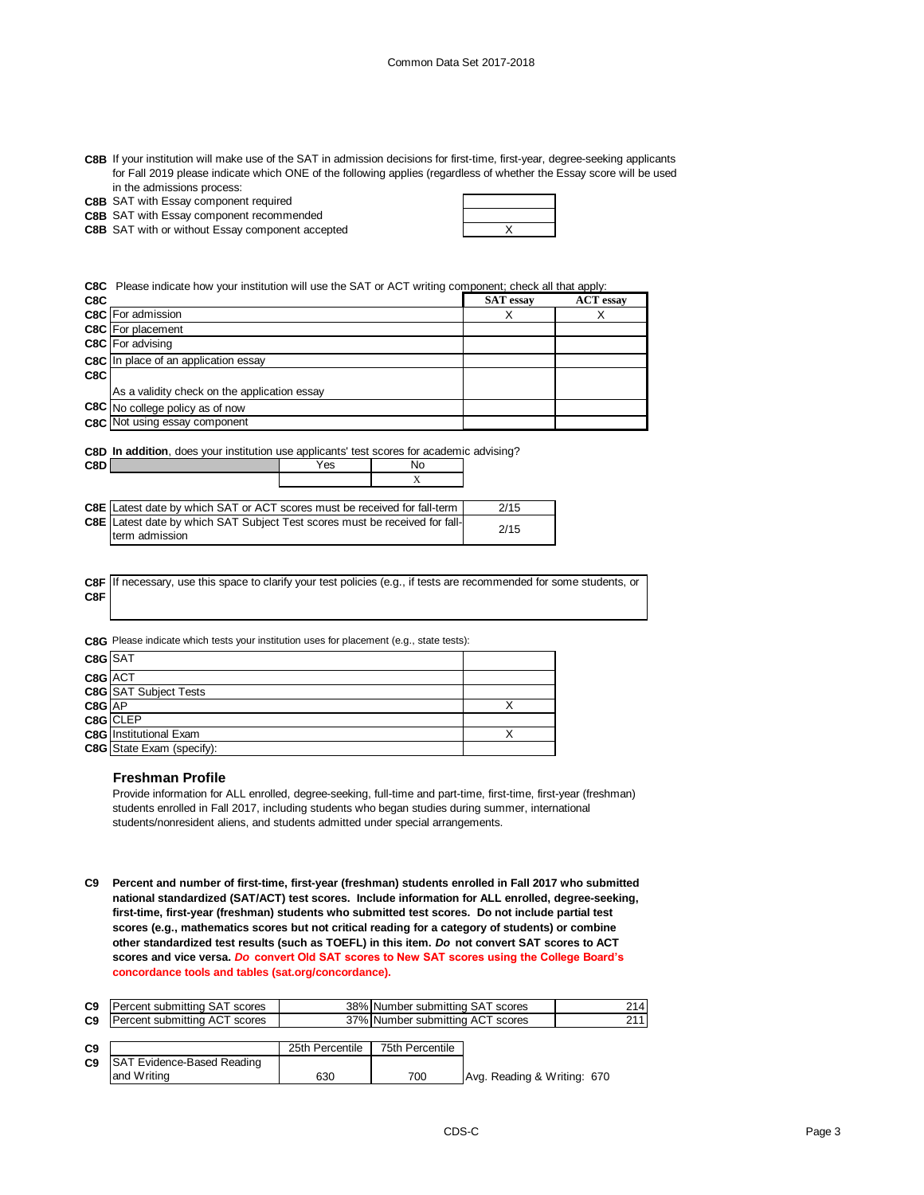**C8B** If your institution will make use of the SAT in admission decisions for first-time, first-year, degree-seeking applicants for Fall 2019 please indicate which ONE of the following applies (regardless of whether the Essay score will be used in the admissions process:

| | | |
|---|---|---|
| C8B | SAT with Essay component required | |
| C8B | SAT with Essay component recommended | |
| C8B | SAT with or without Essay component accepted | X |

**C8C** Please indicate how your institution will use the SAT or ACT writing component; check all that apply:

| C8C | | SAT essay | ACT essay |
|---|---|---|---|
| C8C | For admission | X | X |
| C8C | For placement | | |
| C8C | For advising | | |
| C8C | In place of an application essay | | |
| C8C | As a validity check on the application essay | | |
| C8C | No college policy as of now | | |
| C8C | Not using essay component | | |

**C8D** **In addition**, does your institution use applicants' test scores for academic advising?

| C8D | Yes | No |
|---|---|---|
| | | X |

| | | |
|---|---|---|
| C8E | Latest date by which SAT or ACT scores must be received for fall-term | 2/15 |
| C8E | Latest date by which SAT Subject Test scores must be received for fall-term admission | 2/15 |

**C8F** If necessary, use this space to clarify your test policies (e.g., if tests are recommended for some students, or

**C8F**

**C8G** Please indicate which tests your institution uses for placement (e.g., state tests):

| | | |
|---|---|---|
| C8G | SAT | |
| C8G | ACT | |
| C8G | SAT Subject Tests | |
| C8G | AP | X |
| C8G | CLEP | |
| C8G | Institutional Exam | X |
| C8G | State Exam (specify): | |

### Freshman Profile

Provide information for ALL enrolled, degree-seeking, full-time and part-time, first-time, first-year (freshman) students enrolled in Fall 2017, including students who began studies during summer, international students/nonresident aliens, and students admitted under special arrangements.

**C9** **Percent and number of first-time, first-year (freshman) students enrolled in Fall 2017 who submitted national standardized (SAT/ACT) test scores. Include information for ALL enrolled, degree-seeking, first-time, first-year (freshman) students who submitted test scores. Do not include partial test scores (e.g., mathematics scores but not critical reading for a category of students) or combine other standardized test results (such as TOEFL) in this item. *Do* not convert SAT scores to ACT scores and vice versa. *Do* convert Old SAT scores to New SAT scores using the College Board's concordance tools and tables (sat.org/concordance).**

| | | | | |
|---|---|---|---|---|
| C9 | Percent submitting SAT scores | 38% | Number submitting SAT scores | 214 |
| C9 | Percent submitting ACT scores | 37% | Number submitting ACT scores | 211 |

| C9 | | 25th Percentile | 75th Percentile | |
|---|---|---|---|---|
| C9 | SAT Evidence-Based Reading and Writing | 630 | 700 | Avg. Reading & Writing: 670 |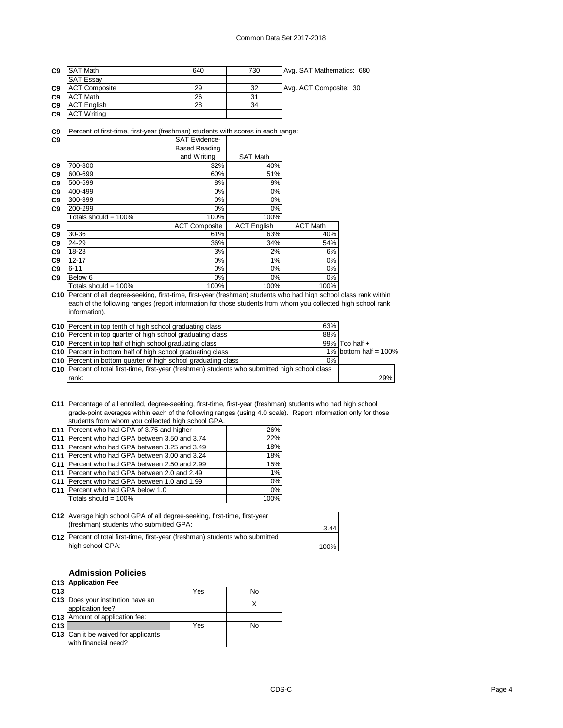| | | | | |
|---|---|---|---|---|
| C9 | SAT Math | 640 | 730 | Avg. SAT Mathematics: 680 |
| | SAT Essay | | | |
| C9 | ACT Composite | 29 | 32 | Avg. ACT Composite: 30 |
| C9 | ACT Math | 26 | 31 | |
| C9 | ACT English | 28 | 34 | |
| C9 | ACT Writing | | | |

**C9** Percent of first-time, first-year (freshman) students with scores in each range:

| | | SAT Evidence-Based Reading and Writing | SAT Math | |
|---|---|---|---|---|
| C9 | 700-800 | 32% | 40% | |
| C9 | 600-699 | 60% | 51% | |
| C9 | 500-599 | 8% | 9% | |
| C9 | 400-499 | 0% | 0% | |
| C9 | 300-399 | 0% | 0% | |
| C9 | 200-299 | 0% | 0% | |
| | Totals should = 100% | 100% | 100% | |
| C9 | | ACT Composite | ACT English | ACT Math |
| C9 | 30-36 | 61% | 63% | 40% |
| C9 | 24-29 | 36% | 34% | 54% |
| C9 | 18-23 | 3% | 2% | 6% |
| C9 | 12-17 | 0% | 1% | 0% |
| C9 | 6-11 | 0% | 0% | 0% |
| C9 | Below 6 | 0% | 0% | 0% |
| | Totals should = 100% | 100% | 100% | 100% |

**C10** Percent of all degree-seeking, first-time, first-year (freshman) students who had high school class rank within each of the following ranges (report information for those students from whom you collected high school rank information).

| | | | |
|---|---|---|---|
| C10 | Percent in top tenth of high school graduating class | 63% | |
| C10 | Percent in top quarter of high school graduating class | 88% | |
| C10 | Percent in top half of high school graduating class | 99% | Top half + |
| C10 | Percent in bottom half of high school graduating class | 1% | bottom half = 100% |
| C10 | Percent in bottom quarter of high school graduating class | 0% | |
| C10 | Percent of total first-time, first-year (freshmen) students who submitted high school class rank: | | 29% |

**C11** Percentage of all enrolled, degree-seeking, first-time, first-year (freshman) students who had high school grade-point averages within each of the following ranges (using 4.0 scale). Report information only for those students from whom you collected high school GPA.

| | | |
|---|---|---|
| C11 | Percent who had GPA of 3.75 and higher | 26% |
| C11 | Percent who had GPA between 3.50 and 3.74 | 22% |
| C11 | Percent who had GPA between 3.25 and 3.49 | 18% |
| C11 | Percent who had GPA between 3.00 and 3.24 | 18% |
| C11 | Percent who had GPA between 2.50 and 2.99 | 15% |
| C11 | Percent who had GPA between 2.0 and 2.49 | 1% |
| C11 | Percent who had GPA between 1.0 and 1.99 | 0% |
| C11 | Percent who had GPA below 1.0 | 0% |
| | Totals should = 100% | 100% |

| | | |
|---|---|---|
| C12 | Average high school GPA of all degree-seeking, first-time, first-year (freshman) students who submitted GPA: | 3.44 |
| C12 | Percent of total first-time, first-year (freshman) students who submitted high school GPA: | 100% |

## Admission Policies

### C13 Application Fee

| | | Yes | No |
|---|---|---|---|
| C13 | Does your institution have an application fee? | | X |
| C13 | Amount of application fee: | | |
| C13 | | Yes | No |
| C13 | Can it be waived for applicants with financial need? | | |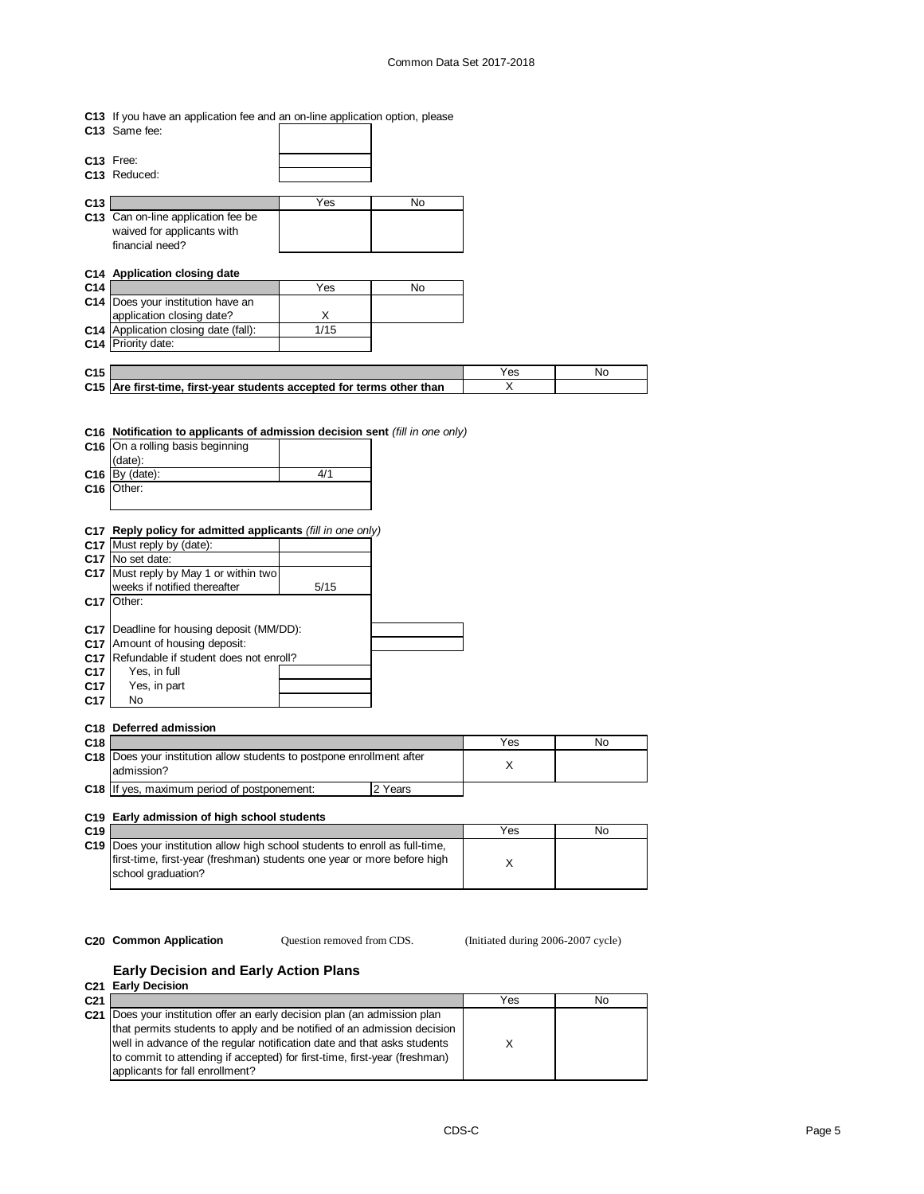**C13** If you have an application fee and an on-line application option, please

| | | |
|---|---|---|
| C13 | Same fee: | |
| C13 | Free: | |
| C13 | Reduced: | |

| | | Yes | No |
|---|---|---|---|
| C13 | Can on-line application fee be waived for applicants with financial need? | | |

**C14 Application closing date**

| | | Yes | No |
|---|---|---|---|
| C14 | Does your institution have an application closing date? | X | |
| C14 | Application closing date (fall): | 1/15 | |
| C14 | Priority date: | | |

| | | Yes | No |
|---|---|---|---|
| C15 | **Are first-time, first-year students accepted for terms other than** | X | |

**C16 Notification to applicants of admission decision sent** *(fill in one only)*

| | | |
|---|---|---|
| C16 | On a rolling basis beginning (date): | |
| C16 | By (date): | 4/1 |
| C16 | Other: | |

**C17 Reply policy for admitted applicants** *(fill in one only)*

| | | |
|---|---|---|
| C17 | Must reply by (date): | |
| C17 | No set date: | |
| C17 | Must reply by May 1 or within two weeks if notified thereafter | 5/15 |
| C17 | Other: | |

| | | |
|---|---|---|
| C17 | Deadline for housing deposit (MM/DD): | |
| C17 | Amount of housing deposit: | |
| C17 | Refundable if student does not enroll? | |
| C17 | Yes, in full | |
| C17 | Yes, in part | |
| C17 | No | |

**C18 Deferred admission**

| | | Yes | No |
|---|---|---|---|
| C18 | Does your institution allow students to postpone enrollment after admission? | X | |
| C18 | If yes, maximum period of postponement: 2 Years | | |

**C19 Early admission of high school students**

| | | Yes | No |
|---|---|---|---|
| C19 | Does your institution allow high school students to enroll as full-time, first-time, first-year (freshman) students one year or more before high school graduation? | X | |

**C20 Common Application** Question removed from CDS. (Initiated during 2006-2007 cycle)

## Early Decision and Early Action Plans

**C21 Early Decision**

| | | Yes | No |
|---|---|---|---|
| C21 | Does your institution offer an early decision plan (an admission plan that permits students to apply and be notified of an admission decision well in advance of the regular notification date and that asks students to commit to attending if accepted) for first-time, first-year (freshman) applicants for fall enrollment? | X | |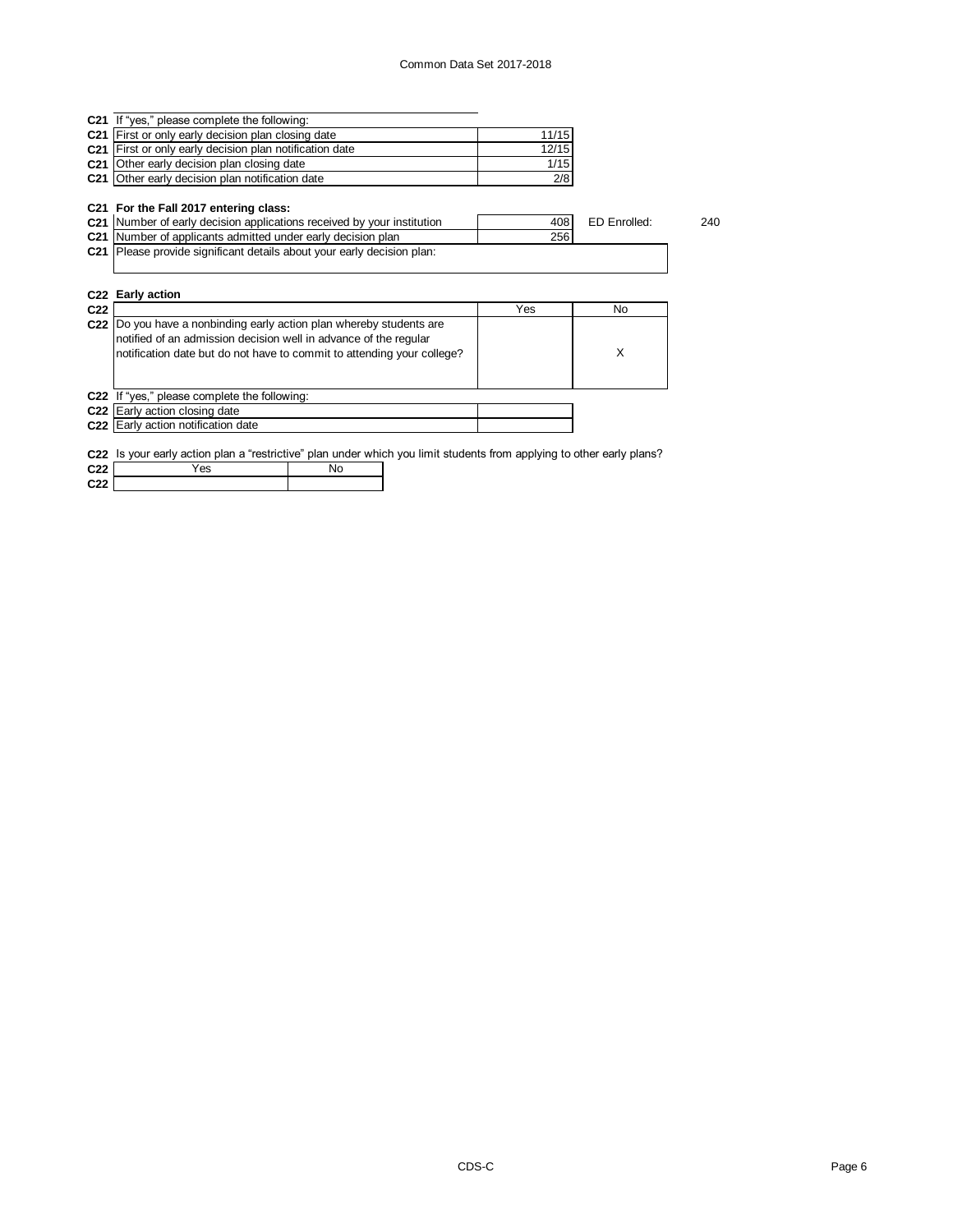| | | |
|---|---|---|
| **C21** | If "yes," please complete the following: | |
| **C21** | First or only early decision plan closing date | 11/15 |
| **C21** | First or only early decision plan notification date | 12/15 |
| **C21** | Other early decision plan closing date | 1/15 |
| **C21** | Other early decision plan notification date | 2/8 |

**C21 For the Fall 2017 entering class:**

| | | | | |
|---|---|---|---|---|
| **C21** | Number of early decision applications received by your institution | 408 | ED Enrolled: | 240 |
| **C21** | Number of applicants admitted under early decision plan | 256 | | |
| **C21** | Please provide significant details about your early decision plan: | | | |

**C22 Early action**

| | | | |
|---|---|---|---|
| **C22** | | Yes | No |
| **C22** | Do you have a nonbinding early action plan whereby students are notified of an admission decision well in advance of the regular notification date but do not have to commit to attending your college? | | X |

| | | |
|---|---|---|
| **C22** | If "yes," please complete the following: | |
| **C22** | Early action closing date | |
| **C22** | Early action notification date | |

**C22** Is your early action plan a "restrictive" plan under which you limit students from applying to other early plans?

| | | |
|---|---|---|
| **C22** | Yes | No |
| **C22** | | |